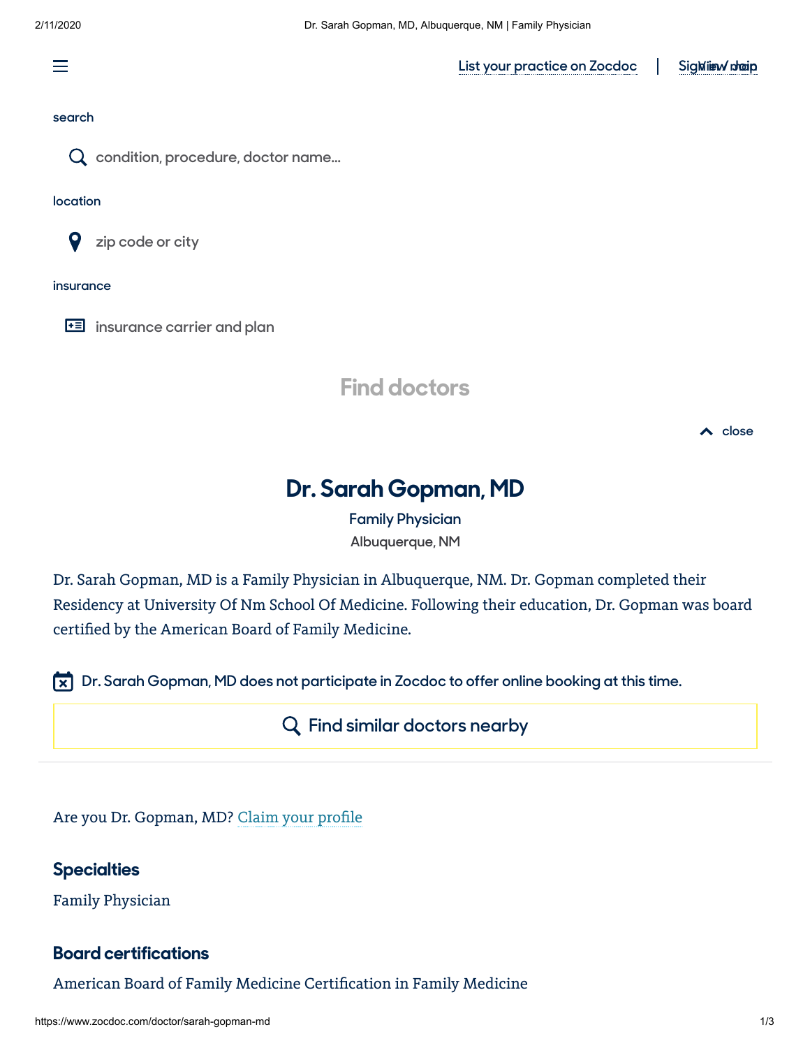List your practice on Zocdoc | Sign in / Join

search

condition, procedure, doctor name...

location

zip code or city

insurance

insurance carrier and plan

Find doctors

close

# Dr. Sarah Gopman, MD

Family Physician

Albuquerque, NM

Dr. Sarah Gopman, MD is a Family Physician in Albuquerque, NM. Dr. Gopman completed their Residency at University Of Nm School Of Medicine. Following their education, Dr. Gopman was board certified by the American Board of Family Medicine.

Dr. Sarah Gopman, MD does not participate in Zocdoc to offer online booking at this time.

Find similar doctors nearby

Are you Dr. Gopman, MD? Claim your profile

## Specialties

Family Physician

## Board certifications

American Board of Family Medicine Certification in Family Medicine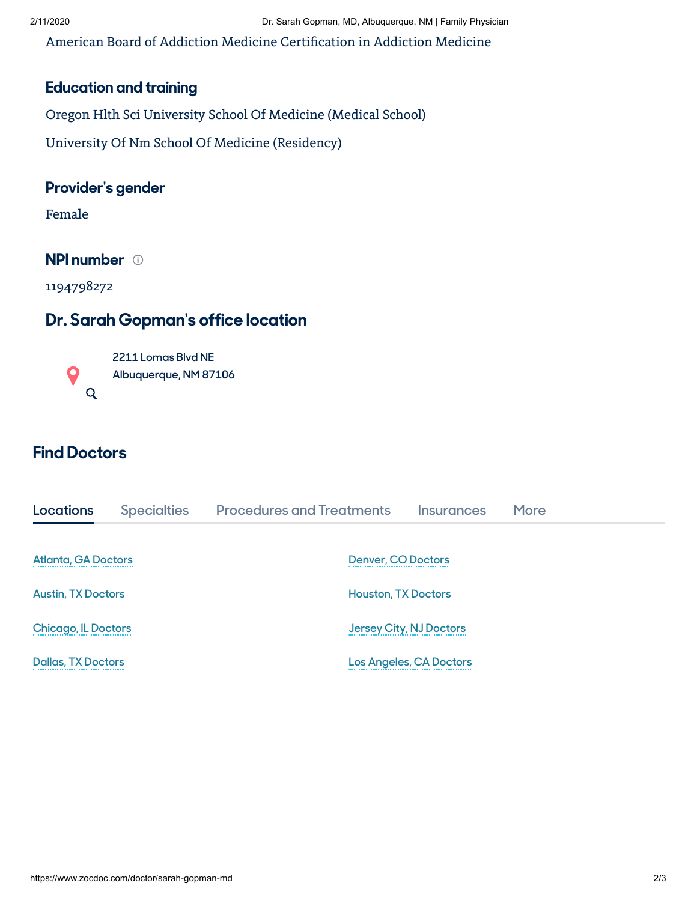American Board of Addiction Medicine Certification in Addiction Medicine

### Education and training

Oregon Hlth Sci University School Of Medicine (Medical School)

University Of Nm School Of Medicine (Residency)

### Provider's gender

Female

### NPI number

1194798272

## Dr. Sarah Gopman's office location

2211 Lomas Blvd NE
Albuquerque, NM 87106

## Find Doctors

Locations | Specialties | Procedures and Treatments | Insurances | More

- Atlanta, GA Doctors
- Austin, TX Doctors
- Chicago, IL Doctors
- Dallas, TX Doctors
- Denver, CO Doctors
- Houston, TX Doctors
- Jersey City, NJ Doctors
- Los Angeles, CA Doctors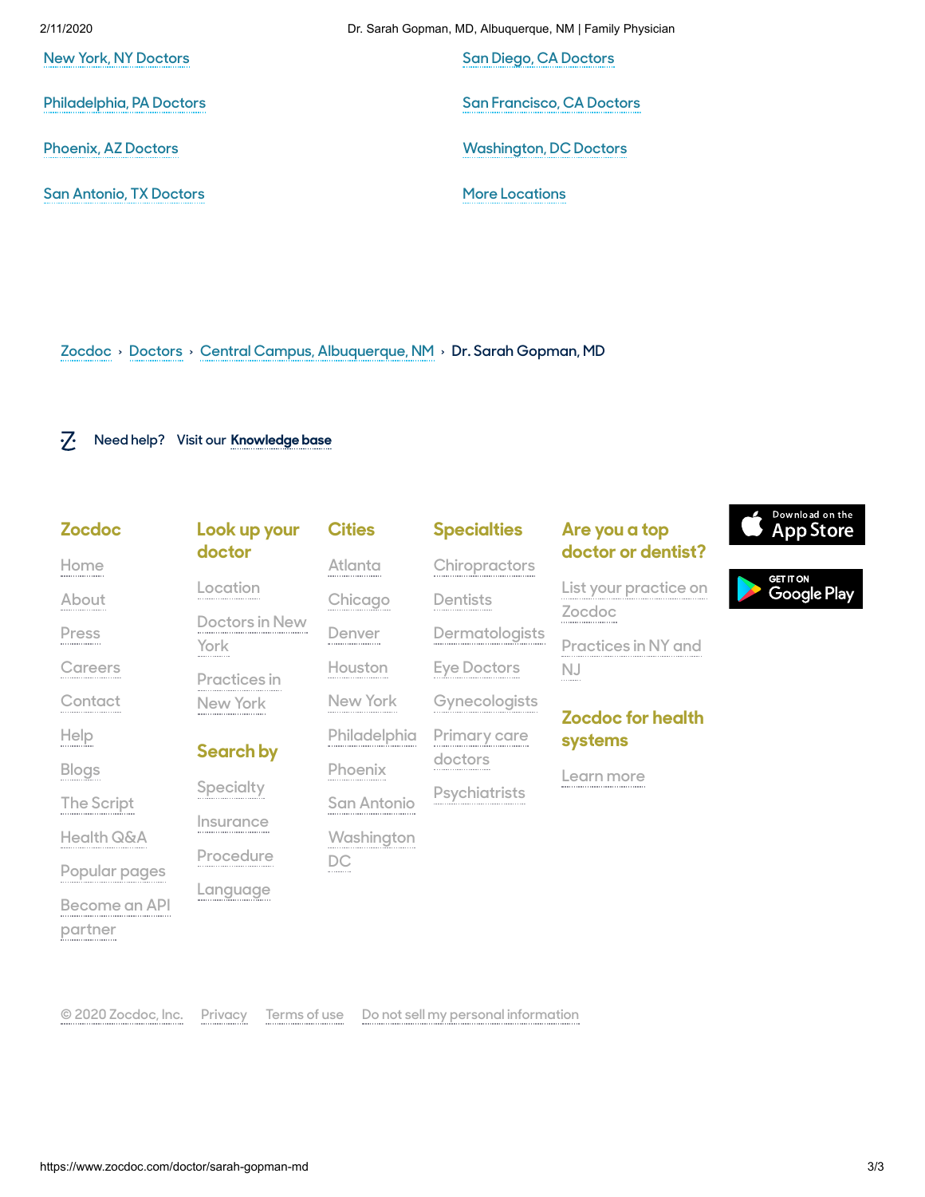New York, NY Doctors

Philadelphia, PA Doctors

Phoenix, AZ Doctors

San Antonio, TX Doctors

San Diego, CA Doctors

San Francisco, CA Doctors

Washington, DC Doctors

More Locations

Zocdoc › Doctors › Central Campus, Albuquerque, NM › Dr. Sarah Gopman, MD

Need help? Visit our **Knowledge base**

## Zocdoc

- Home
- About
- Press
- Careers
- Contact
- Help
- Blogs
- The Script
- Health Q&A
- Popular pages
- Become an API partner

## Look up your doctor

- Location
- Doctors in New York
- Practices in New York

## Search by

- Specialty
- Insurance
- Procedure
- Language

## Cities

- Atlanta
- Chicago
- Denver
- Houston
- New York
- Philadelphia
- Phoenix
- San Antonio
- Washington DC

## Specialties

- Chiropractors
- Dentists
- Dermatologists
- Eye Doctors
- Gynecologists
- Primary care doctors
- Psychiatrists

## Are you a top doctor or dentist?

- List your practice on Zocdoc
- Practices in NY and NJ

## Zocdoc for health systems

- Learn more

Download on the App Store

GET IT ON Google Play

© 2020 Zocdoc, Inc. Privacy Terms of use Do not sell my personal information